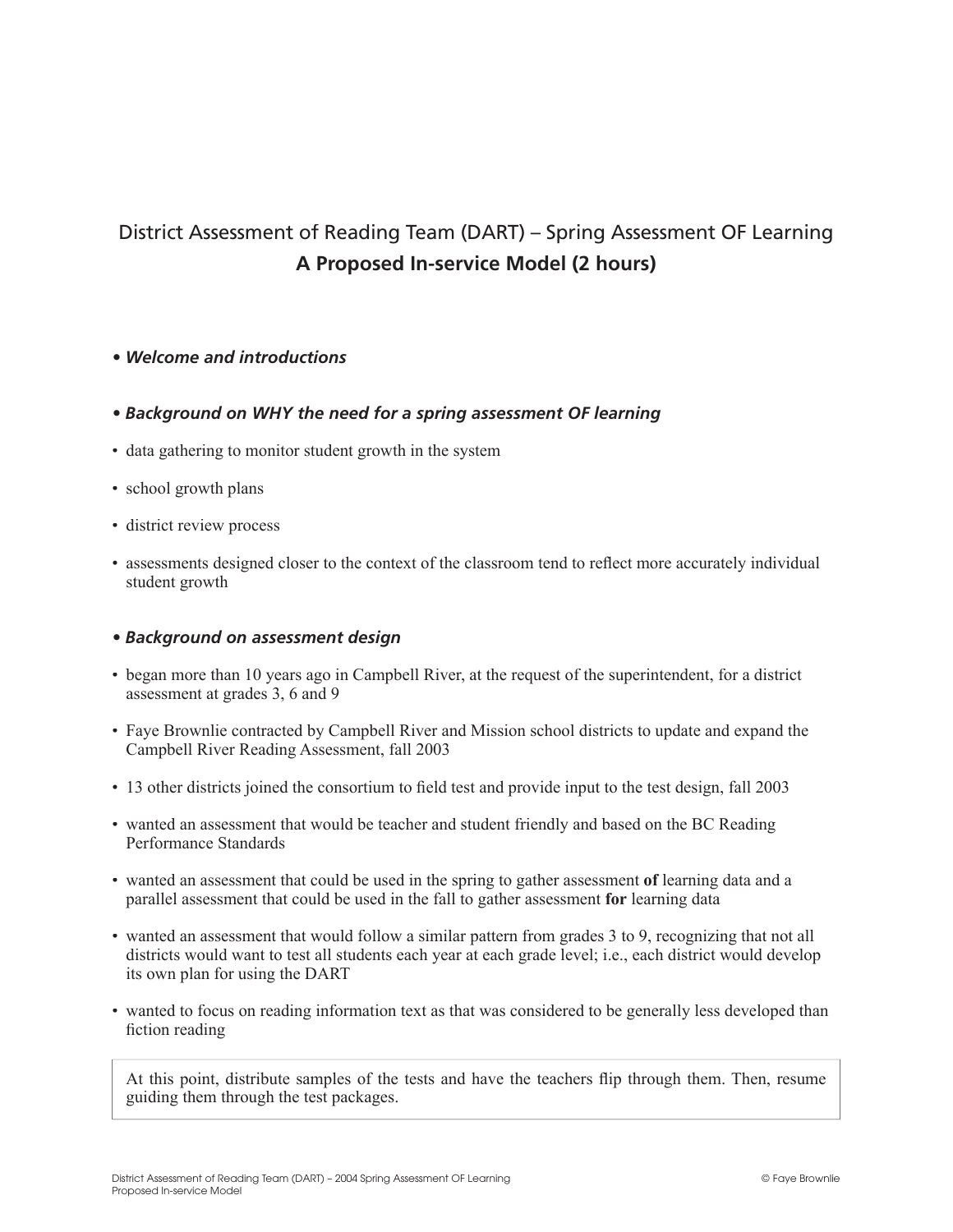# District Assessment of Reading Team (DART) – Spring Assessment OF Learning

## A Proposed In-service Model (2 hours)

- ***Welcome and introductions***

- ***Background on WHY the need for a spring assessment OF learning***

- data gathering to monitor student growth in the system
- school growth plans
- district review process
- assessments designed closer to the context of the classroom tend to reflect more accurately individual student growth

- ***Background on assessment design***

- began more than 10 years ago in Campbell River, at the request of the superintendent, for a district assessment at grades 3, 6 and 9
- Faye Brownlie contracted by Campbell River and Mission school districts to update and expand the Campbell River Reading Assessment, fall 2003
- 13 other districts joined the consortium to field test and provide input to the test design, fall 2003
- wanted an assessment that would be teacher and student friendly and based on the BC Reading Performance Standards
- wanted an assessment that could be used in the spring to gather assessment **of** learning data and a parallel assessment that could be used in the fall to gather assessment **for** learning data
- wanted an assessment that would follow a similar pattern from grades 3 to 9, recognizing that not all districts would want to test all students each year at each grade level; i.e., each district would develop its own plan for using the DART
- wanted to focus on reading information text as that was considered to be generally less developed than fiction reading

> At this point, distribute samples of the tests and have the teachers flip through them. Then, resume guiding them through the test packages.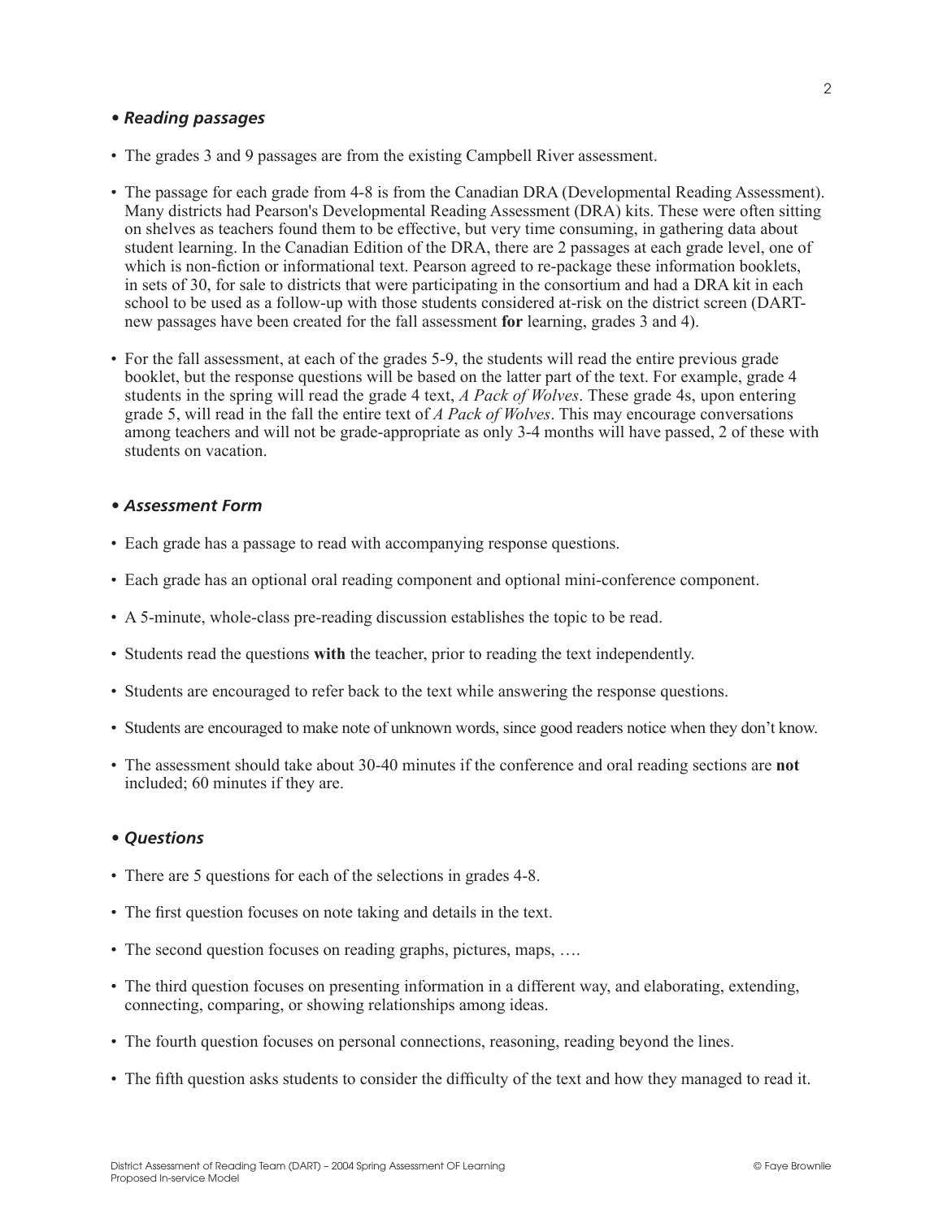### • *Reading passages*

- The grades 3 and 9 passages are from the existing Campbell River assessment.
- The passage for each grade from 4-8 is from the Canadian DRA (Developmental Reading Assessment). Many districts had Pearson's Developmental Reading Assessment (DRA) kits. These were often sitting on shelves as teachers found them to be effective, but very time consuming, in gathering data about student learning. In the Canadian Edition of the DRA, there are 2 passages at each grade level, one of which is non-fiction or informational text. Pearson agreed to re-package these information booklets, in sets of 30, for sale to districts that were participating in the consortium and had a DRA kit in each school to be used as a follow-up with those students considered at-risk on the district screen (DART- new passages have been created for the fall assessment **for** learning, grades 3 and 4).
- For the fall assessment, at each of the grades 5-9, the students will read the entire previous grade booklet, but the response questions will be based on the latter part of the text. For example, grade 4 students in the spring will read the grade 4 text, *A Pack of Wolves*. These grade 4s, upon entering grade 5, will read in the fall the entire text of *A Pack of Wolves*. This may encourage conversations among teachers and will not be grade-appropriate as only 3-4 months will have passed, 2 of these with students on vacation.

### • *Assessment Form*

- Each grade has a passage to read with accompanying response questions.
- Each grade has an optional oral reading component and optional mini-conference component.
- A 5-minute, whole-class pre-reading discussion establishes the topic to be read.
- Students read the questions **with** the teacher, prior to reading the text independently.
- Students are encouraged to refer back to the text while answering the response questions.
- Students are encouraged to make note of unknown words, since good readers notice when they don't know.
- The assessment should take about 30-40 minutes if the conference and oral reading sections are **not** included; 60 minutes if they are.

### • *Questions*

- There are 5 questions for each of the selections in grades 4-8.
- The first question focuses on note taking and details in the text.
- The second question focuses on reading graphs, pictures, maps, ….
- The third question focuses on presenting information in a different way, and elaborating, extending, connecting, comparing, or showing relationships among ideas.
- The fourth question focuses on personal connections, reasoning, reading beyond the lines.
- The fifth question asks students to consider the difficulty of the text and how they managed to read it.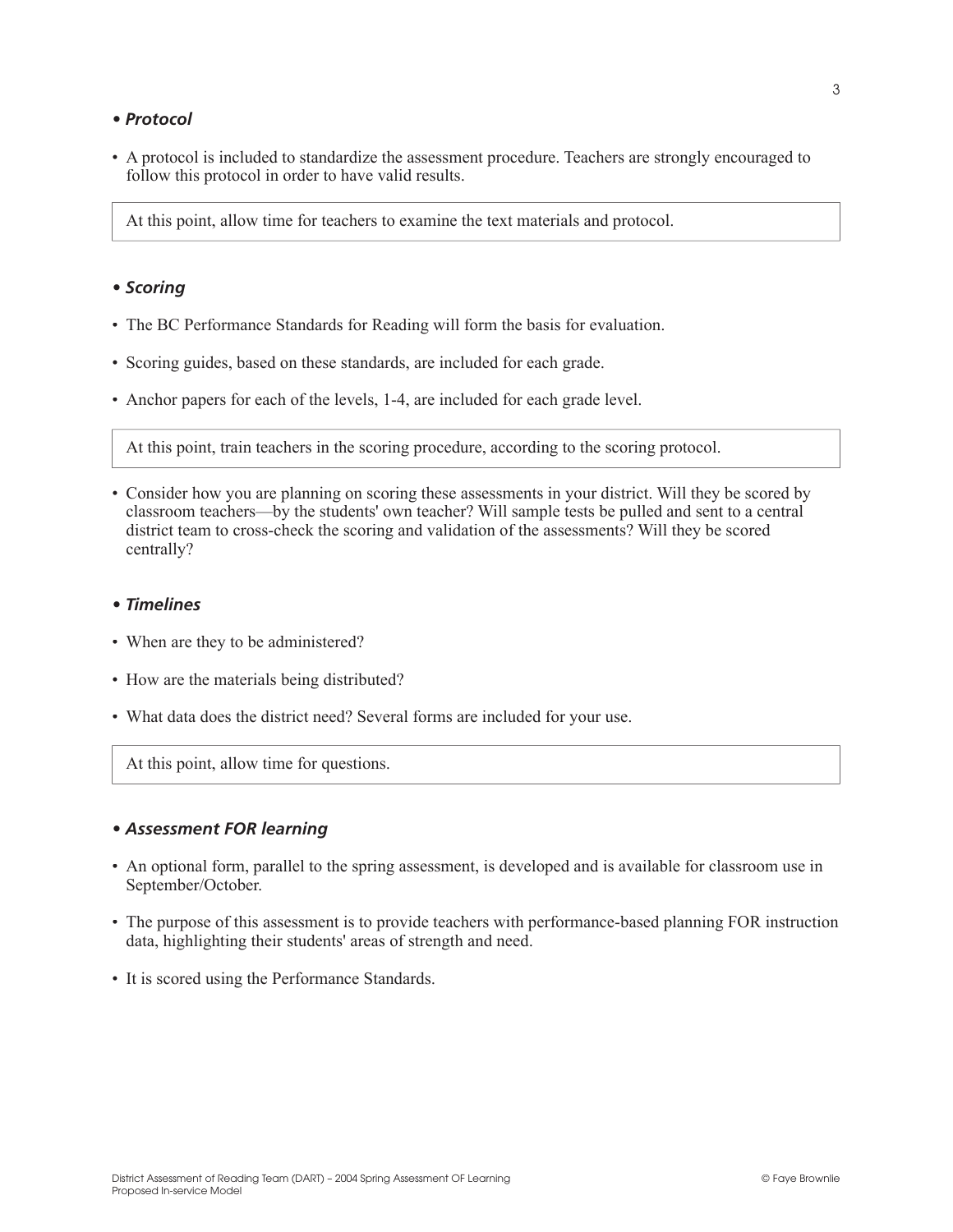- ***Protocol***

- A protocol is included to standardize the assessment procedure. Teachers are strongly encouraged to follow this protocol in order to have valid results.

> At this point, allow time for teachers to examine the text materials and protocol.

- ***Scoring***

- The BC Performance Standards for Reading will form the basis for evaluation.
- Scoring guides, based on these standards, are included for each grade.
- Anchor papers for each of the levels, 1-4, are included for each grade level.

> At this point, train teachers in the scoring procedure, according to the scoring protocol.

- Consider how you are planning on scoring these assessments in your district. Will they be scored by classroom teachers—by the students' own teacher? Will sample tests be pulled and sent to a central district team to cross-check the scoring and validation of the assessments? Will they be scored centrally?

- ***Timelines***

- When are they to be administered?
- How are the materials being distributed?
- What data does the district need? Several forms are included for your use.

> At this point, allow time for questions.

- ***Assessment FOR learning***

- An optional form, parallel to the spring assessment, is developed and is available for classroom use in September/October.
- The purpose of this assessment is to provide teachers with performance-based planning FOR instruction data, highlighting their students' areas of strength and need.
- It is scored using the Performance Standards.